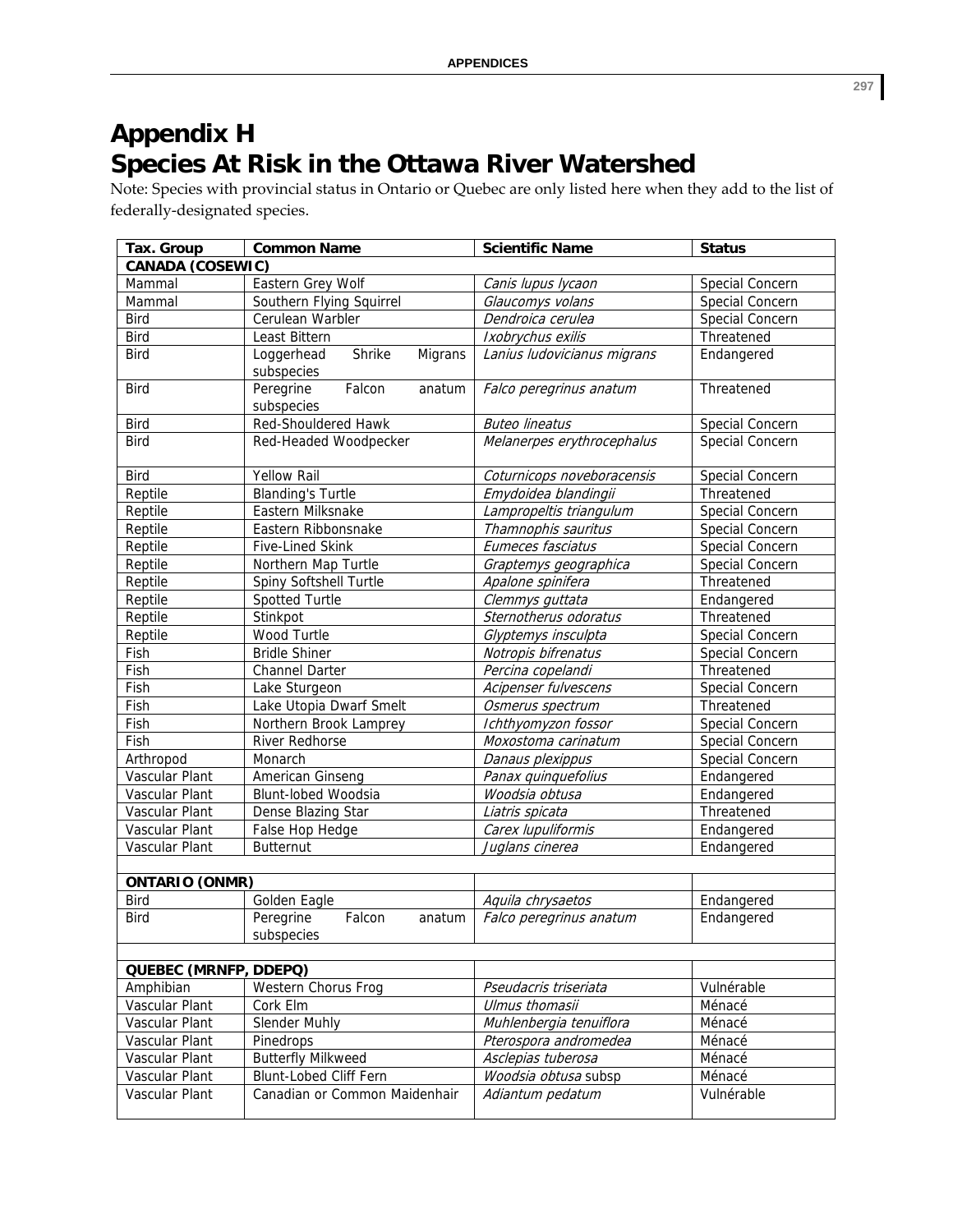# Appendix H
# Species At Risk in the Ottawa River Watershed

Note: Species with provincial status in Ontario or Quebec are only listed here when they add to the list of federally-designated species.

| Tax. Group | Common Name | Scientific Name | Status |
|---|---|---|---|
| **CANADA (COSEWIC)** | | | |
| Mammal | Eastern Grey Wolf | *Canis lupus lycaon* | Special Concern |
| Mammal | Southern Flying Squirrel | *Glaucomys volans* | Special Concern |
| Bird | Cerulean Warbler | *Dendroica cerulea* | Special Concern |
| Bird | Least Bittern | *Ixobrychus exilis* | Threatened |
| Bird | Loggerhead Shrike Migrans subspecies | *Lanius ludovicianus migrans* | Endangered |
| Bird | Peregrine Falcon anatum subspecies | *Falco peregrinus anatum* | Threatened |
| Bird | Red-Shouldered Hawk | *Buteo lineatus* | Special Concern |
| Bird | Red-Headed Woodpecker | *Melanerpes erythrocephalus* | Special Concern |
| Bird | Yellow Rail | *Coturnicops noveboracensis* | Special Concern |
| Reptile | Blanding's Turtle | *Emydoidea blandingii* | Threatened |
| Reptile | Eastern Milksnake | *Lampropeltis triangulum* | Special Concern |
| Reptile | Eastern Ribbonsnake | *Thamnophis sauritus* | Special Concern |
| Reptile | Five-Lined Skink | *Eumeces fasciatus* | Special Concern |
| Reptile | Northern Map Turtle | *Graptemys geographica* | Special Concern |
| Reptile | Spiny Softshell Turtle | *Apalone spinifera* | Threatened |
| Reptile | Spotted Turtle | *Clemmys guttata* | Endangered |
| Reptile | Stinkpot | *Sternotherus odoratus* | Threatened |
| Reptile | Wood Turtle | *Glyptemys insculpta* | Special Concern |
| Fish | Bridle Shiner | *Notropis bifrenatus* | Special Concern |
| Fish | Channel Darter | *Percina copelandi* | Threatened |
| Fish | Lake Sturgeon | *Acipenser fulvescens* | Special Concern |
| Fish | Lake Utopia Dwarf Smelt | *Osmerus spectrum* | Threatened |
| Fish | Northern Brook Lamprey | *Ichthyomyzon fossor* | Special Concern |
| Fish | River Redhorse | *Moxostoma carinatum* | Special Concern |
| Arthropod | Monarch | *Danaus plexippus* | Special Concern |
| Vascular Plant | American Ginseng | *Panax quinquefolius* | Endangered |
| Vascular Plant | Blunt-lobed Woodsia | *Woodsia obtusa* | Endangered |
| Vascular Plant | Dense Blazing Star | *Liatris spicata* | Threatened |
| Vascular Plant | False Hop Hedge | *Carex lupuliformis* | Endangered |
| Vascular Plant | Butternut | *Juglans cinerea* | Endangered |
| | | | |
| **ONTARIO (ONMR)** | | | |
| Bird | Golden Eagle | *Aquila chrysaetos* | Endangered |
| Bird | Peregrine Falcon anatum subspecies | *Falco peregrinus anatum* | Endangered |
| | | | |
| **QUEBEC (MRNFP, DDEPQ)** | | | |
| Amphibian | Western Chorus Frog | *Pseudacris triseriata* | Vulnérable |
| Vascular Plant | Cork Elm | *Ulmus thomasii* | Ménacé |
| Vascular Plant | Slender Muhly | *Muhlenbergia tenuiflora* | Ménacé |
| Vascular Plant | Pinedrops | *Pterospora andromedea* | Ménacé |
| Vascular Plant | Butterfly Milkweed | *Asclepias tuberosa* | Ménacé |
| Vascular Plant | Blunt-Lobed Cliff Fern | *Woodsia obtusa* subsp | Ménacé |
| Vascular Plant | Canadian or Common Maidenhair | *Adiantum pedatum* | Vulnérable |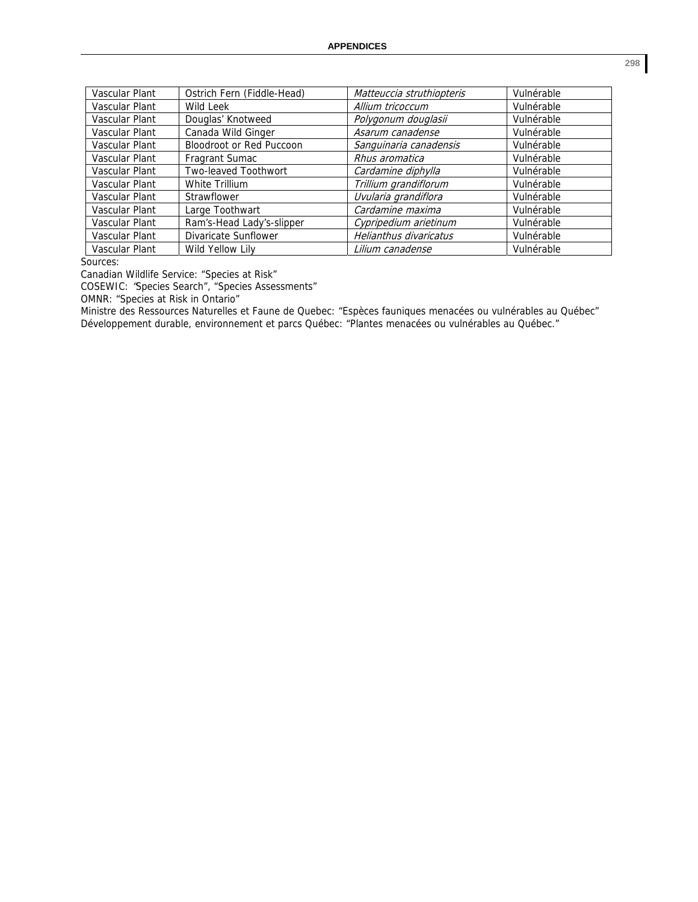| | | | |
|---|---|---|---|
| Vascular Plant | Ostrich Fern (Fiddle-Head) | *Matteuccia struthiopteris* | Vulnérable |
| Vascular Plant | Wild Leek | *Allium tricoccum* | Vulnérable |
| Vascular Plant | Douglas' Knotweed | *Polygonum douglasii* | Vulnérable |
| Vascular Plant | Canada Wild Ginger | *Asarum canadense* | Vulnérable |
| Vascular Plant | Bloodroot or Red Puccoon | *Sanguinaria canadensis* | Vulnérable |
| Vascular Plant | Fragrant Sumac | *Rhus aromatica* | Vulnérable |
| Vascular Plant | Two-leaved Toothwort | *Cardamine diphylla* | Vulnérable |
| Vascular Plant | White Trillium | *Trillium grandiflorum* | Vulnérable |
| Vascular Plant | Strawflower | *Uvularia grandiflora* | Vulnérable |
| Vascular Plant | Large Toothwart | *Cardamine maxima* | Vulnérable |
| Vascular Plant | Ram's-Head Lady's-slipper | *Cypripedium arietinum* | Vulnérable |
| Vascular Plant | Divaricate Sunflower | *Helianthus divaricatus* | Vulnérable |
| Vascular Plant | Wild Yellow Lily | *Lilium canadense* | Vulnérable |

Sources:

Canadian Wildlife Service: "Species at Risk"

COSEWIC: "Species Search", "Species Assessments"

OMNR: "Species at Risk in Ontario"

Ministre des Ressources Naturelles et Faune de Quebec: "Espèces fauniques menacées ou vulnérables au Québec"

Développement durable, environnement et parcs Québec: "Plantes menacées ou vulnérables au Québec."